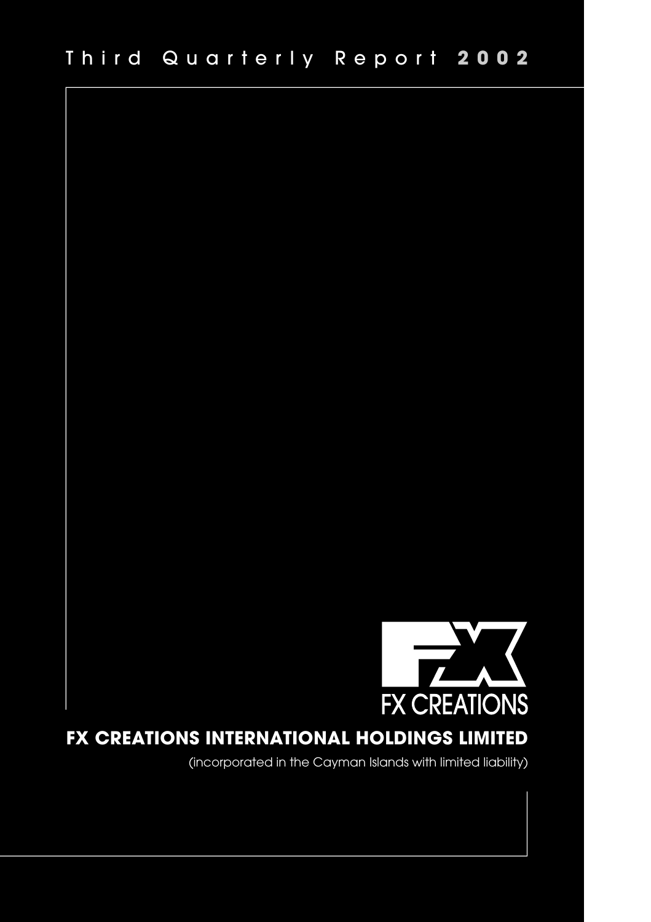# Third Quarterly Report 2002

FX CREATIONS

## FX CREATIONS INTERNATIONAL HOLDINGS LIMITED

(incorporated in the Cayman Islands with limited liability)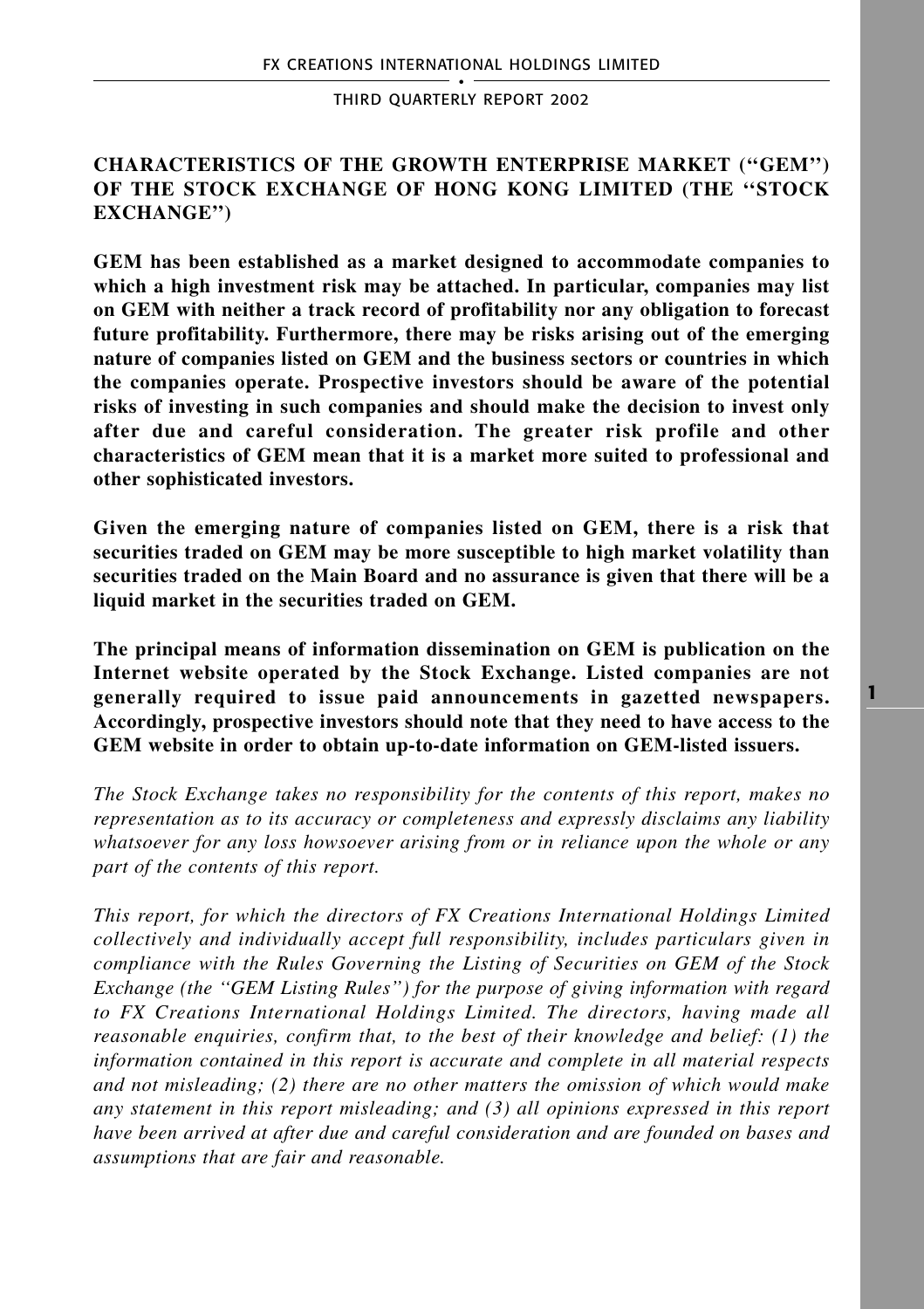## CHARACTERISTICS OF THE GROWTH ENTERPRISE MARKET ("GEM") OF THE STOCK EXCHANGE OF HONG KONG LIMITED (THE "STOCK EXCHANGE")

**GEM has been established as a market designed to accommodate companies to which a high investment risk may be attached. In particular, companies may list on GEM with neither a track record of profitability nor any obligation to forecast future profitability. Furthermore, there may be risks arising out of the emerging nature of companies listed on GEM and the business sectors or countries in which the companies operate. Prospective investors should be aware of the potential risks of investing in such companies and should make the decision to invest only after due and careful consideration. The greater risk profile and other characteristics of GEM mean that it is a market more suited to professional and other sophisticated investors.**

**Given the emerging nature of companies listed on GEM, there is a risk that securities traded on GEM may be more susceptible to high market volatility than securities traded on the Main Board and no assurance is given that there will be a liquid market in the securities traded on GEM.**

**The principal means of information dissemination on GEM is publication on the Internet website operated by the Stock Exchange. Listed companies are not generally required to issue paid announcements in gazetted newspapers. Accordingly, prospective investors should note that they need to have access to the GEM website in order to obtain up-to-date information on GEM-listed issuers.**

*The Stock Exchange takes no responsibility for the contents of this report, makes no representation as to its accuracy or completeness and expressly disclaims any liability whatsoever for any loss howsoever arising from or in reliance upon the whole or any part of the contents of this report.*

*This report, for which the directors of FX Creations International Holdings Limited collectively and individually accept full responsibility, includes particulars given in compliance with the Rules Governing the Listing of Securities on GEM of the Stock Exchange (the "GEM Listing Rules") for the purpose of giving information with regard to FX Creations International Holdings Limited. The directors, having made all reasonable enquiries, confirm that, to the best of their knowledge and belief: (1) the information contained in this report is accurate and complete in all material respects and not misleading; (2) there are no other matters the omission of which would make any statement in this report misleading; and (3) all opinions expressed in this report have been arrived at after due and careful consideration and are founded on bases and assumptions that are fair and reasonable.*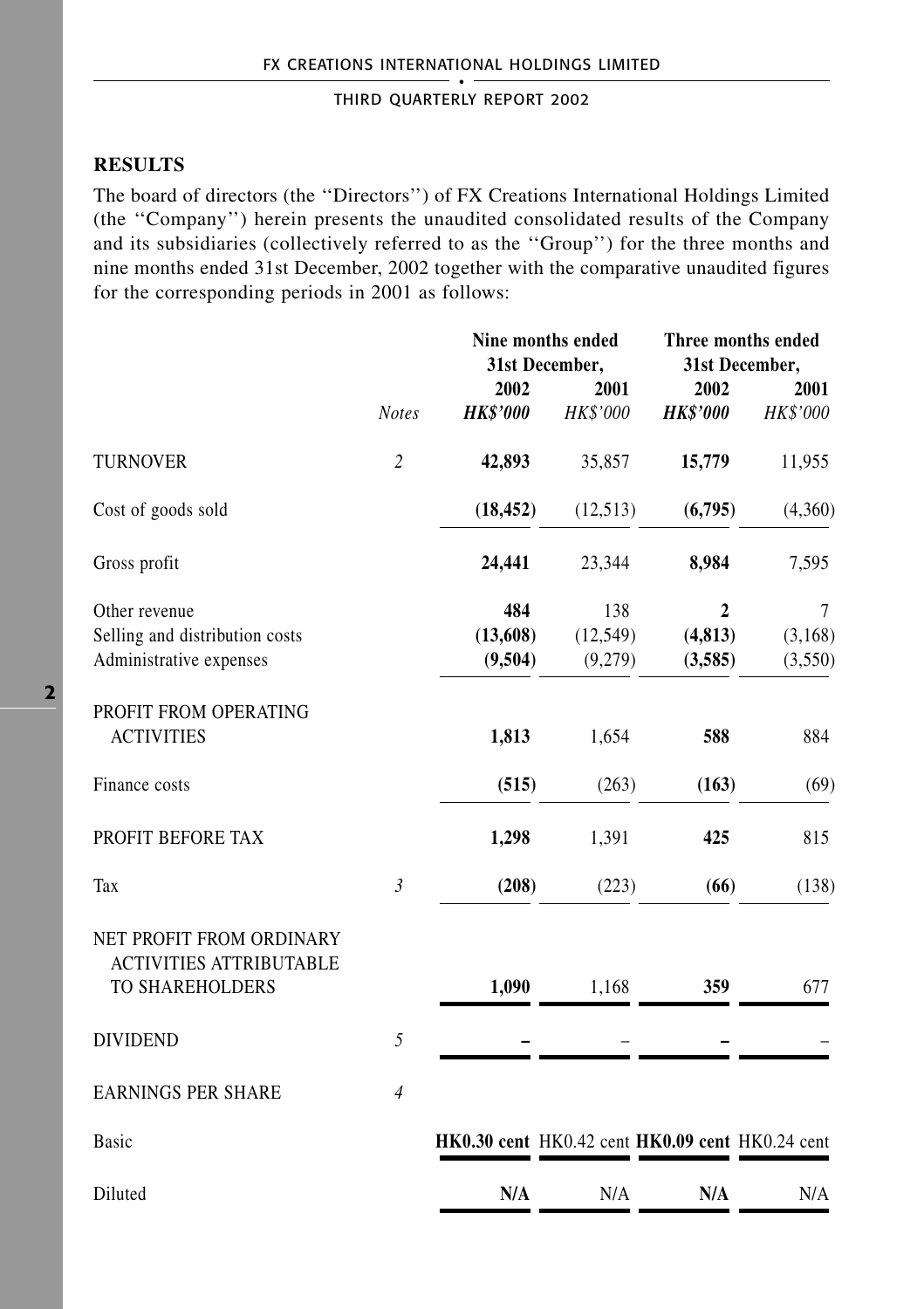## RESULTS

The board of directors (the ''Directors'') of FX Creations International Holdings Limited (the ''Company'') herein presents the unaudited consolidated results of the Company and its subsidiaries (collectively referred to as the ''Group'') for the three months and nine months ended 31st December, 2002 together with the comparative unaudited figures for the corresponding periods in 2001 as follows:

| | Notes | Nine months ended 31st December, | | Three months ended 31st December, | |
|---|---|---|---|---|---|
| | | **2002** | 2001 | **2002** | 2001 |
| | | ***HK$'000*** | *HK$'000* | ***HK$'000*** | *HK$'000* |
| TURNOVER | *2* | **42,893** | 35,857 | **15,779** | 11,955 |
| Cost of goods sold | | **(18,452)** | (12,513) | **(6,795)** | (4,360) |
| Gross profit | | **24,441** | 23,344 | **8,984** | 7,595 |
| Other revenue | | **484** | 138 | **2** | 7 |
| Selling and distribution costs | | **(13,608)** | (12,549) | **(4,813)** | (3,168) |
| Administrative expenses | | **(9,504)** | (9,279) | **(3,585)** | (3,550) |
| PROFIT FROM OPERATING ACTIVITIES | | **1,813** | 1,654 | **588** | 884 |
| Finance costs | | **(515)** | (263) | **(163)** | (69) |
| PROFIT BEFORE TAX | | **1,298** | 1,391 | **425** | 815 |
| Tax | *3* | **(208)** | (223) | **(66)** | (138) |
| NET PROFIT FROM ORDINARY ACTIVITIES ATTRIBUTABLE TO SHAREHOLDERS | | **1,090** | 1,168 | **359** | 677 |
| DIVIDEND | *5* | **–** | – | **–** | – |
| EARNINGS PER SHARE | *4* | | | | |
| Basic | | **HK0.30 cent** | HK0.42 cent | **HK0.09 cent** | HK0.24 cent |
| Diluted | | **N/A** | N/A | **N/A** | N/A |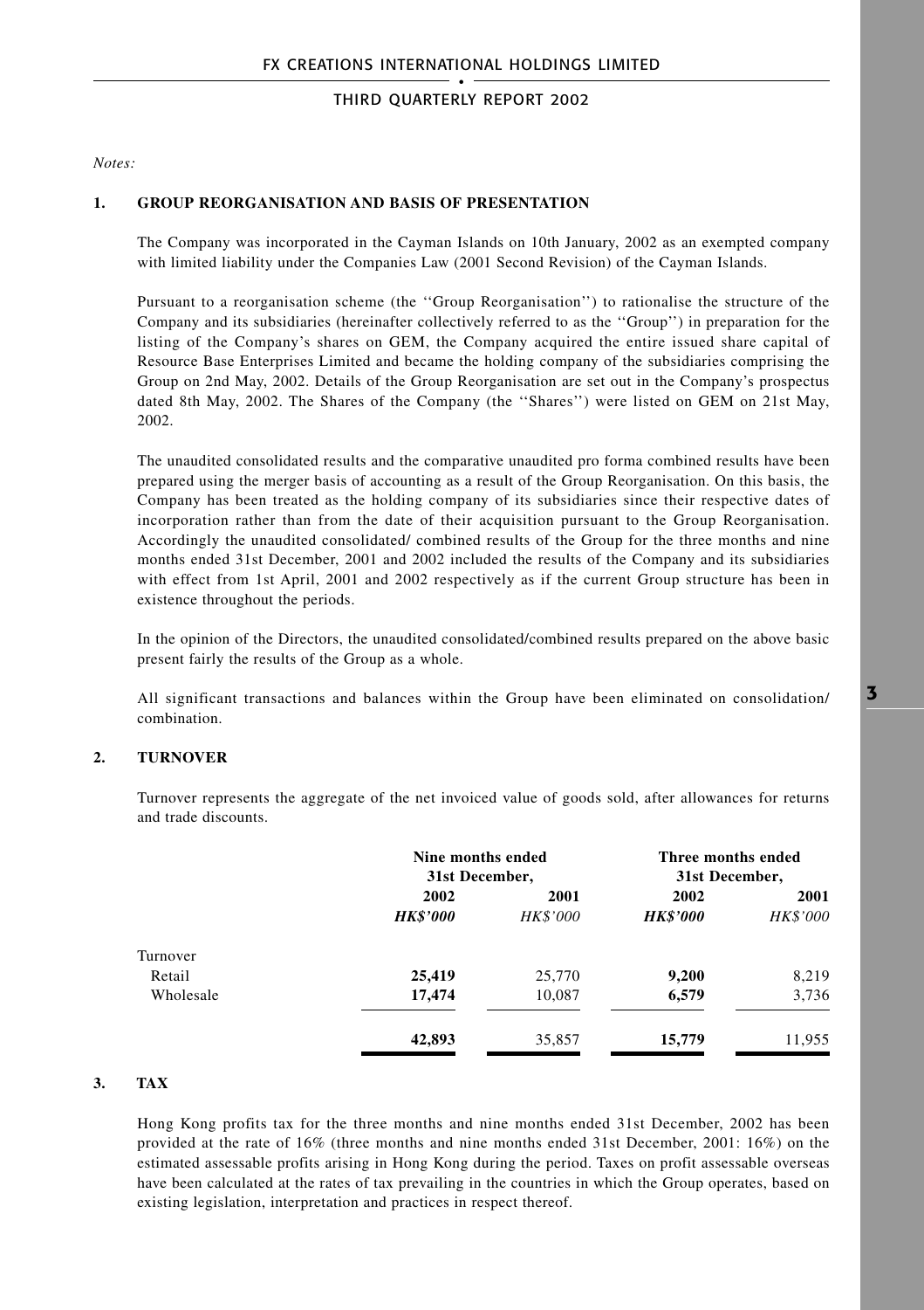*Notes:*

**1. GROUP REORGANISATION AND BASIS OF PRESENTATION**

The Company was incorporated in the Cayman Islands on 10th January, 2002 as an exempted company with limited liability under the Companies Law (2001 Second Revision) of the Cayman Islands.

Pursuant to a reorganisation scheme (the ''Group Reorganisation'') to rationalise the structure of the Company and its subsidiaries (hereinafter collectively referred to as the ''Group'') in preparation for the listing of the Company's shares on GEM, the Company acquired the entire issued share capital of Resource Base Enterprises Limited and became the holding company of the subsidiaries comprising the Group on 2nd May, 2002. Details of the Group Reorganisation are set out in the Company's prospectus dated 8th May, 2002. The Shares of the Company (the ''Shares'') were listed on GEM on 21st May, 2002.

The unaudited consolidated results and the comparative unaudited pro forma combined results have been prepared using the merger basis of accounting as a result of the Group Reorganisation. On this basis, the Company has been treated as the holding company of its subsidiaries since their respective dates of incorporation rather than from the date of their acquisition pursuant to the Group Reorganisation. Accordingly the unaudited consolidated/ combined results of the Group for the three months and nine months ended 31st December, 2001 and 2002 included the results of the Company and its subsidiaries with effect from 1st April, 2001 and 2002 respectively as if the current Group structure has been in existence throughout the periods.

In the opinion of the Directors, the unaudited consolidated/combined results prepared on the above basic present fairly the results of the Group as a whole.

All significant transactions and balances within the Group have been eliminated on consolidation/ combination.

**2. TURNOVER**

Turnover represents the aggregate of the net invoiced value of goods sold, after allowances for returns and trade discounts.

| | Nine months ended 31st December, | | Three months ended 31st December, | |
|---|---|---|---|---|
| | **2002** | **2001** | **2002** | **2001** |
| | ***HK$'000*** | *HK$'000* | ***HK$'000*** | *HK$'000* |
| Turnover | | | | |
| Retail | **25,419** | 25,770 | **9,200** | 8,219 |
| Wholesale | **17,474** | 10,087 | **6,579** | 3,736 |
| | **42,893** | 35,857 | **15,779** | 11,955 |

**3. TAX**

Hong Kong profits tax for the three months and nine months ended 31st December, 2002 has been provided at the rate of 16% (three months and nine months ended 31st December, 2001: 16%) on the estimated assessable profits arising in Hong Kong during the period. Taxes on profit assessable overseas have been calculated at the rates of tax prevailing in the countries in which the Group operates, based on existing legislation, interpretation and practices in respect thereof.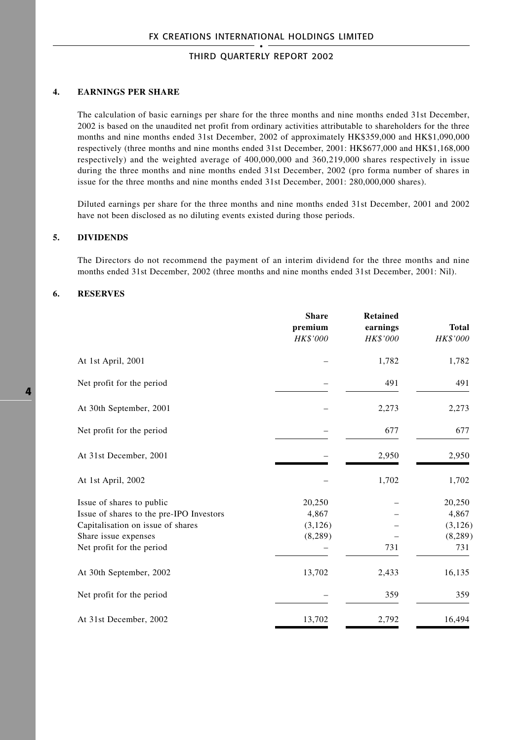### 4. EARNINGS PER SHARE

The calculation of basic earnings per share for the three months and nine months ended 31st December, 2002 is based on the unaudited net profit from ordinary activities attributable to shareholders for the three months and nine months ended 31st December, 2002 of approximately HK$359,000 and HK$1,090,000 respectively (three months and nine months ended 31st December, 2001: HK$677,000 and HK$1,168,000 respectively) and the weighted average of 400,000,000 and 360,219,000 shares respectively in issue during the three months and nine months ended 31st December, 2002 (pro forma number of shares in issue for the three months and nine months ended 31st December, 2001: 280,000,000 shares).

Diluted earnings per share for the three months and nine months ended 31st December, 2001 and 2002 have not been disclosed as no diluting events existed during those periods.

### 5. DIVIDENDS

The Directors do not recommend the payment of an interim dividend for the three months and nine months ended 31st December, 2002 (three months and nine months ended 31st December, 2001: Nil).

### 6. RESERVES

| | Share premium *HK$'000* | Retained earnings *HK$'000* | Total *HK$'000* |
|---|---|---|---|
| At 1st April, 2001 | – | 1,782 | 1,782 |
| Net profit for the period | – | 491 | 491 |
| At 30th September, 2001 | – | 2,273 | 2,273 |
| Net profit for the period | – | 677 | 677 |
| At 31st December, 2001 | – | 2,950 | 2,950 |
| At 1st April, 2002 | – | 1,702 | 1,702 |
| Issue of shares to public | 20,250 | – | 20,250 |
| Issue of shares to the pre-IPO Investors | 4,867 | – | 4,867 |
| Capitalisation on issue of shares | (3,126) | – | (3,126) |
| Share issue expenses | (8,289) | – | (8,289) |
| Net profit for the period | – | 731 | 731 |
| At 30th September, 2002 | 13,702 | 2,433 | 16,135 |
| Net profit for the period | – | 359 | 359 |
| At 31st December, 2002 | 13,702 | 2,792 | 16,494 |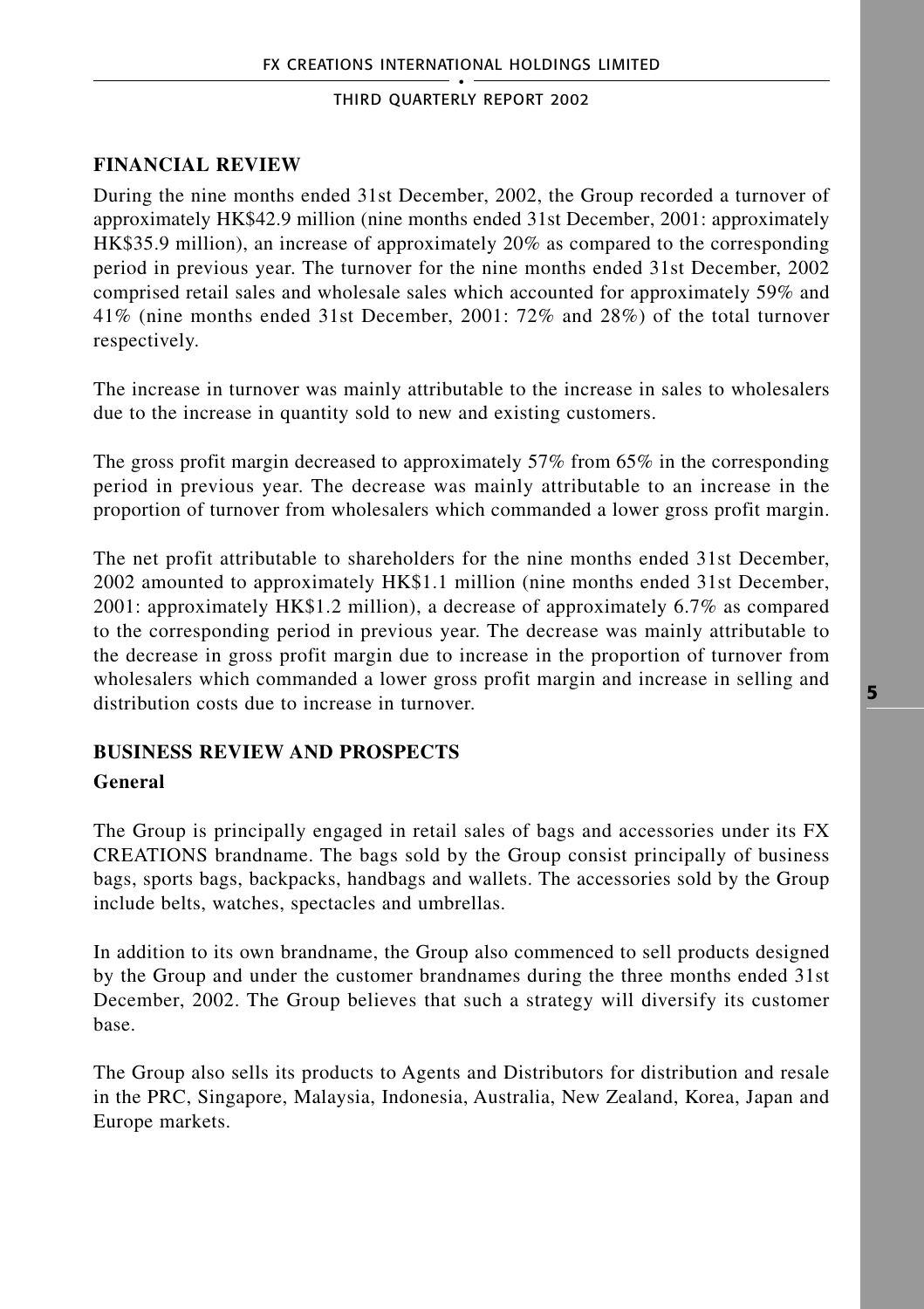## FINANCIAL REVIEW

During the nine months ended 31st December, 2002, the Group recorded a turnover of approximately HK$42.9 million (nine months ended 31st December, 2001: approximately HK$35.9 million), an increase of approximately 20% as compared to the corresponding period in previous year. The turnover for the nine months ended 31st December, 2002 comprised retail sales and wholesale sales which accounted for approximately 59% and 41% (nine months ended 31st December, 2001: 72% and 28%) of the total turnover respectively.

The increase in turnover was mainly attributable to the increase in sales to wholesalers due to the increase in quantity sold to new and existing customers.

The gross profit margin decreased to approximately 57% from 65% in the corresponding period in previous year. The decrease was mainly attributable to an increase in the proportion of turnover from wholesalers which commanded a lower gross profit margin.

The net profit attributable to shareholders for the nine months ended 31st December, 2002 amounted to approximately HK$1.1 million (nine months ended 31st December, 2001: approximately HK$1.2 million), a decrease of approximately 6.7% as compared to the corresponding period in previous year. The decrease was mainly attributable to the decrease in gross profit margin due to increase in the proportion of turnover from wholesalers which commanded a lower gross profit margin and increase in selling and distribution costs due to increase in turnover.

## BUSINESS REVIEW AND PROSPECTS

### General

The Group is principally engaged in retail sales of bags and accessories under its FX CREATIONS brandname. The bags sold by the Group consist principally of business bags, sports bags, backpacks, handbags and wallets. The accessories sold by the Group include belts, watches, spectacles and umbrellas.

In addition to its own brandname, the Group also commenced to sell products designed by the Group and under the customer brandnames during the three months ended 31st December, 2002. The Group believes that such a strategy will diversify its customer base.

The Group also sells its products to Agents and Distributors for distribution and resale in the PRC, Singapore, Malaysia, Indonesia, Australia, New Zealand, Korea, Japan and Europe markets.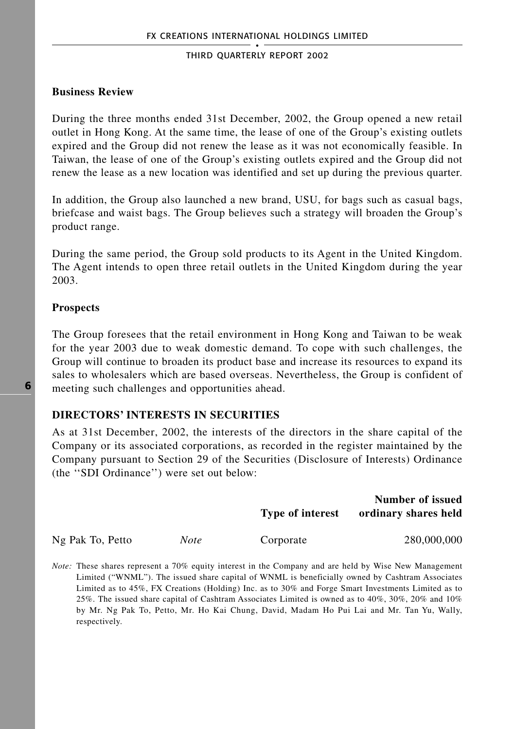### Business Review

During the three months ended 31st December, 2002, the Group opened a new retail outlet in Hong Kong. At the same time, the lease of one of the Group's existing outlets expired and the Group did not renew the lease as it was not economically feasible. In Taiwan, the lease of one of the Group's existing outlets expired and the Group did not renew the lease as a new location was identified and set up during the previous quarter.

In addition, the Group also launched a new brand, USU, for bags such as casual bags, briefcase and waist bags. The Group believes such a strategy will broaden the Group's product range.

During the same period, the Group sold products to its Agent in the United Kingdom. The Agent intends to open three retail outlets in the United Kingdom during the year 2003.

### Prospects

The Group foresees that the retail environment in Hong Kong and Taiwan to be weak for the year 2003 due to weak domestic demand. To cope with such challenges, the Group will continue to broaden its product base and increase its resources to expand its sales to wholesalers which are based overseas. Nevertheless, the Group is confident of meeting such challenges and opportunities ahead.

## DIRECTORS' INTERESTS IN SECURITIES

As at 31st December, 2002, the interests of the directors in the share capital of the Company or its associated corporations, as recorded in the register maintained by the Company pursuant to Section 29 of the Securities (Disclosure of Interests) Ordinance (the ''SDI Ordinance'') were set out below:

| | | Type of interest | Number of issued ordinary shares held |
|---|---|---|---|
| Ng Pak To, Petto | *Note* | Corporate | 280,000,000 |

*Note:* These shares represent a 70% equity interest in the Company and are held by Wise New Management Limited ("WNML"). The issued share capital of WNML is beneficially owned by Cashtram Associates Limited as to 45%, FX Creations (Holding) Inc. as to 30% and Forge Smart Investments Limited as to 25%. The issued share capital of Cashtram Associates Limited is owned as to 40%, 30%, 20% and 10% by Mr. Ng Pak To, Petto, Mr. Ho Kai Chung, David, Madam Ho Pui Lai and Mr. Tan Yu, Wally, respectively.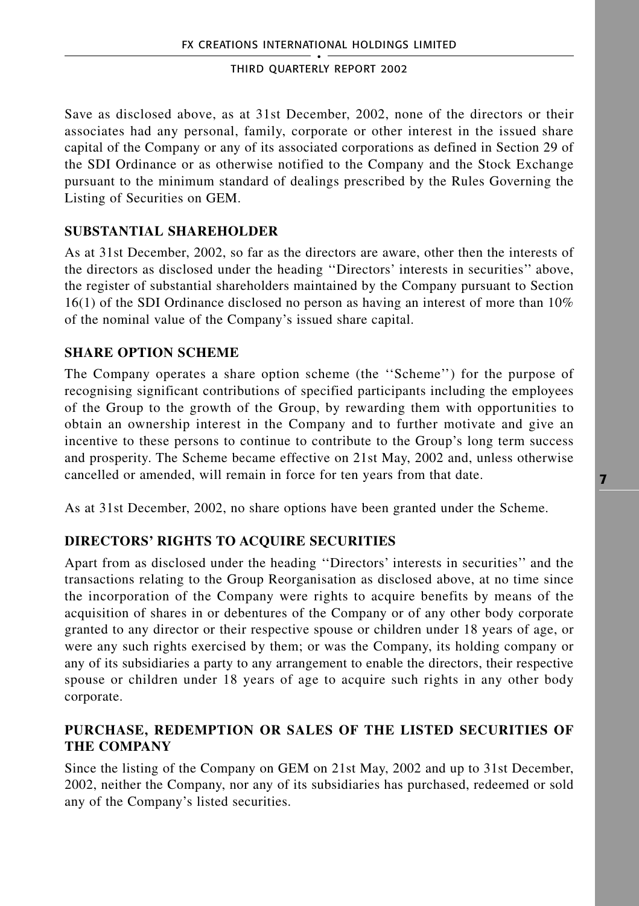Save as disclosed above, as at 31st December, 2002, none of the directors or their associates had any personal, family, corporate or other interest in the issued share capital of the Company or any of its associated corporations as defined in Section 29 of the SDI Ordinance or as otherwise notified to the Company and the Stock Exchange pursuant to the minimum standard of dealings prescribed by the Rules Governing the Listing of Securities on GEM.

## SUBSTANTIAL SHAREHOLDER

As at 31st December, 2002, so far as the directors are aware, other then the interests of the directors as disclosed under the heading ''Directors' interests in securities'' above, the register of substantial shareholders maintained by the Company pursuant to Section 16(1) of the SDI Ordinance disclosed no person as having an interest of more than 10% of the nominal value of the Company's issued share capital.

## SHARE OPTION SCHEME

The Company operates a share option scheme (the ''Scheme'') for the purpose of recognising significant contributions of specified participants including the employees of the Group to the growth of the Group, by rewarding them with opportunities to obtain an ownership interest in the Company and to further motivate and give an incentive to these persons to continue to contribute to the Group's long term success and prosperity. The Scheme became effective on 21st May, 2002 and, unless otherwise cancelled or amended, will remain in force for ten years from that date.

As at 31st December, 2002, no share options have been granted under the Scheme.

## DIRECTORS' RIGHTS TO ACQUIRE SECURITIES

Apart from as disclosed under the heading ''Directors' interests in securities'' and the transactions relating to the Group Reorganisation as disclosed above, at no time since the incorporation of the Company were rights to acquire benefits by means of the acquisition of shares in or debentures of the Company or of any other body corporate granted to any director or their respective spouse or children under 18 years of age, or were any such rights exercised by them; or was the Company, its holding company or any of its subsidiaries a party to any arrangement to enable the directors, their respective spouse or children under 18 years of age to acquire such rights in any other body corporate.

## PURCHASE, REDEMPTION OR SALES OF THE LISTED SECURITIES OF THE COMPANY

Since the listing of the Company on GEM on 21st May, 2002 and up to 31st December, 2002, neither the Company, nor any of its subsidiaries has purchased, redeemed or sold any of the Company's listed securities.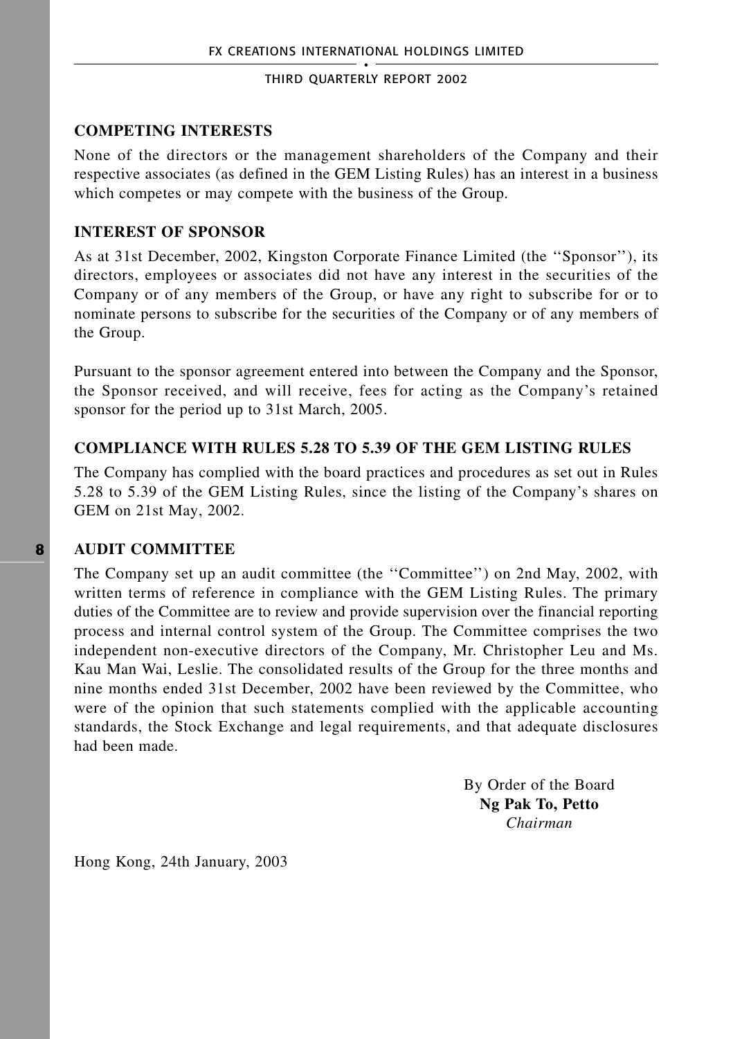## COMPETING INTERESTS

None of the directors or the management shareholders of the Company and their respective associates (as defined in the GEM Listing Rules) has an interest in a business which competes or may compete with the business of the Group.

## INTEREST OF SPONSOR

As at 31st December, 2002, Kingston Corporate Finance Limited (the ''Sponsor''), its directors, employees or associates did not have any interest in the securities of the Company or of any members of the Group, or have any right to subscribe for or to nominate persons to subscribe for the securities of the Company or of any members of the Group.

Pursuant to the sponsor agreement entered into between the Company and the Sponsor, the Sponsor received, and will receive, fees for acting as the Company's retained sponsor for the period up to 31st March, 2005.

## COMPLIANCE WITH RULES 5.28 TO 5.39 OF THE GEM LISTING RULES

The Company has complied with the board practices and procedures as set out in Rules 5.28 to 5.39 of the GEM Listing Rules, since the listing of the Company's shares on GEM on 21st May, 2002.

## AUDIT COMMITTEE

The Company set up an audit committee (the ''Committee'') on 2nd May, 2002, with written terms of reference in compliance with the GEM Listing Rules. The primary duties of the Committee are to review and provide supervision over the financial reporting process and internal control system of the Group. The Committee comprises the two independent non-executive directors of the Company, Mr. Christopher Leu and Ms. Kau Man Wai, Leslie. The consolidated results of the Group for the three months and nine months ended 31st December, 2002 have been reviewed by the Committee, who were of the opinion that such statements complied with the applicable accounting standards, the Stock Exchange and legal requirements, and that adequate disclosures had been made.

By Order of the Board
**Ng Pak To, Petto**
*Chairman*

Hong Kong, 24th January, 2003